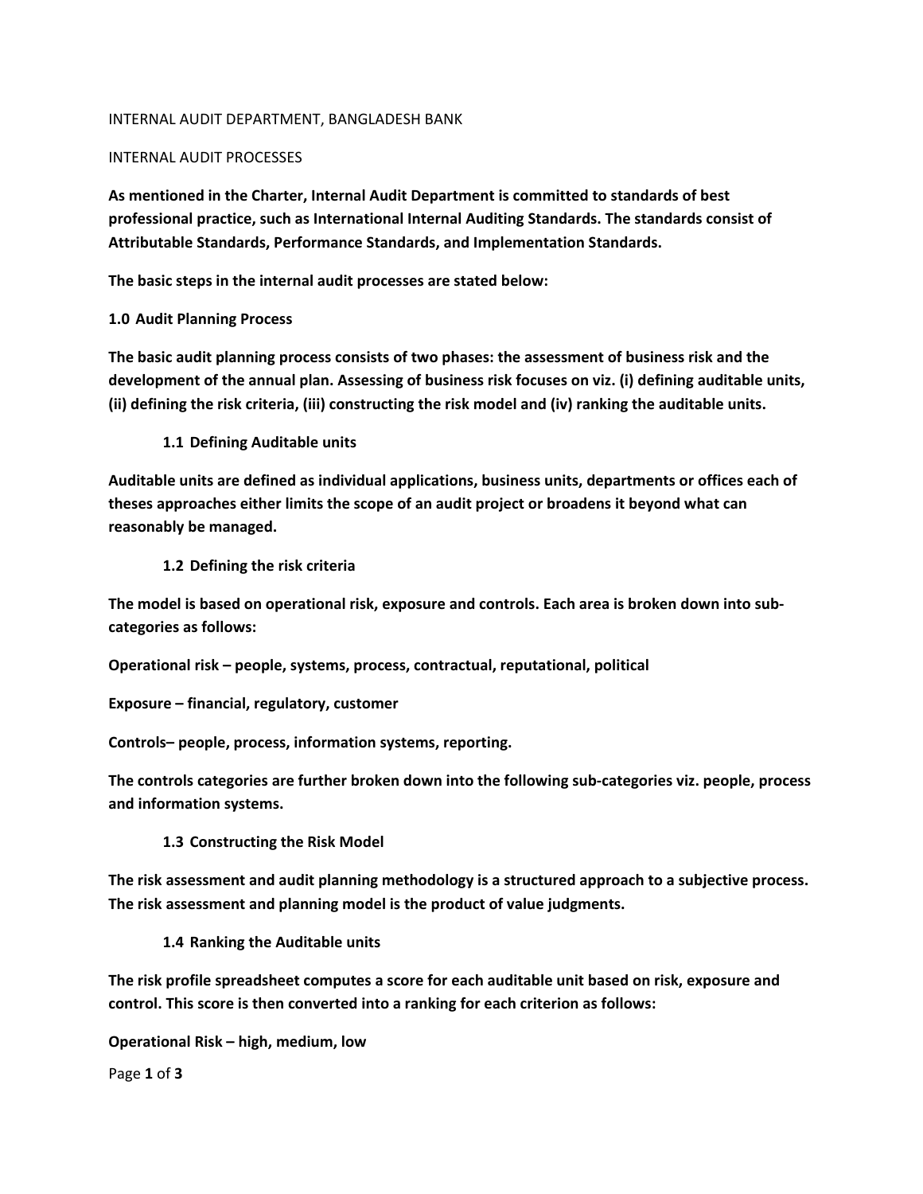INTERNAL AUDIT DEPARTMENT, BANGLADESH BANK

INTERNAL AUDIT PROCESSES

**As mentioned in the Charter, Internal Audit Department is committed to standards of best professional practice, such as International Internal Auditing Standards. The standards consist of Attributable Standards, Performance Standards, and Implementation Standards.**

**The basic steps in the internal audit processes are stated below:**

## 1.0 Audit Planning Process

**The basic audit planning process consists of two phases: the assessment of business risk and the development of the annual plan. Assessing of business risk focuses on viz. (i) defining auditable units, (ii) defining the risk criteria, (iii) constructing the risk model and (iv) ranking the auditable units.**

### 1.1 Defining Auditable units

**Auditable units are defined as individual applications, business units, departments or offices each of theses approaches either limits the scope of an audit project or broadens it beyond what can reasonably be managed.**

### 1.2 Defining the risk criteria

**The model is based on operational risk, exposure and controls. Each area is broken down into sub-categories as follows:**

**Operational risk – people, systems, process, contractual, reputational, political**

**Exposure – financial, regulatory, customer**

**Controls– people, process, information systems, reporting.**

**The controls categories are further broken down into the following sub-categories viz. people, process and information systems.**

### 1.3 Constructing the Risk Model

**The risk assessment and audit planning methodology is a structured approach to a subjective process. The risk assessment and planning model is the product of value judgments.**

### 1.4 Ranking the Auditable units

**The risk profile spreadsheet computes a score for each auditable unit based on risk, exposure and control. This score is then converted into a ranking for each criterion as follows:**

**Operational Risk – high, medium, low**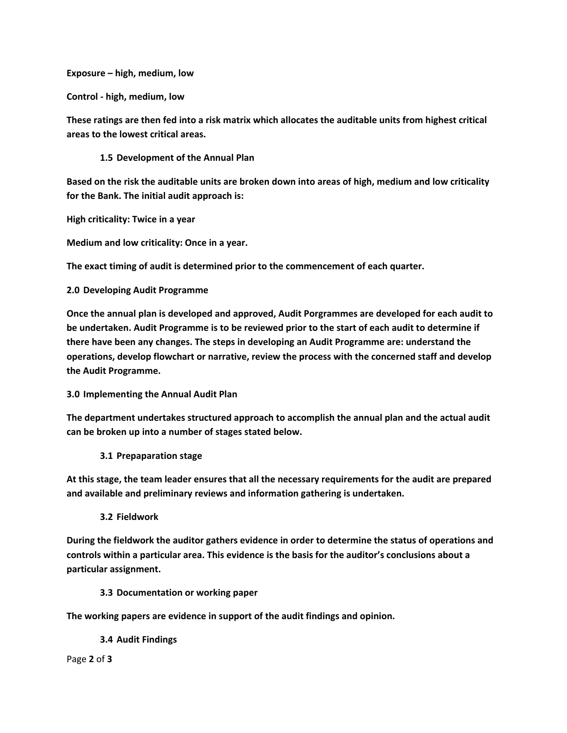**Exposure – high, medium, low**

**Control - high, medium, low**

**These ratings are then fed into a risk matrix which allocates the auditable units from highest critical areas to the lowest critical areas.**

### 1.5 Development of the Annual Plan

**Based on the risk the auditable units are broken down into areas of high, medium and low criticality for the Bank. The initial audit approach is:**

**High criticality: Twice in a year**

**Medium and low criticality: Once in a year.**

**The exact timing of audit is determined prior to the commencement of each quarter.**

## 2.0 Developing Audit Programme

**Once the annual plan is developed and approved, Audit Porgrammes are developed for each audit to be undertaken. Audit Programme is to be reviewed prior to the start of each audit to determine if there have been any changes. The steps in developing an Audit Programme are: understand the operations, develop flowchart or narrative, review the process with the concerned staff and develop the Audit Programme.**

## 3.0 Implementing the Annual Audit Plan

**The department undertakes structured approach to accomplish the annual plan and the actual audit can be broken up into a number of stages stated below.**

### 3.1 Prepaparation stage

**At this stage, the team leader ensures that all the necessary requirements for the audit are prepared and available and preliminary reviews and information gathering is undertaken.**

### 3.2 Fieldwork

**During the fieldwork the auditor gathers evidence in order to determine the status of operations and controls within a particular area. This evidence is the basis for the auditor's conclusions about a particular assignment.**

### 3.3 Documentation or working paper

**The working papers are evidence in support of the audit findings and opinion.**

### 3.4 Audit Findings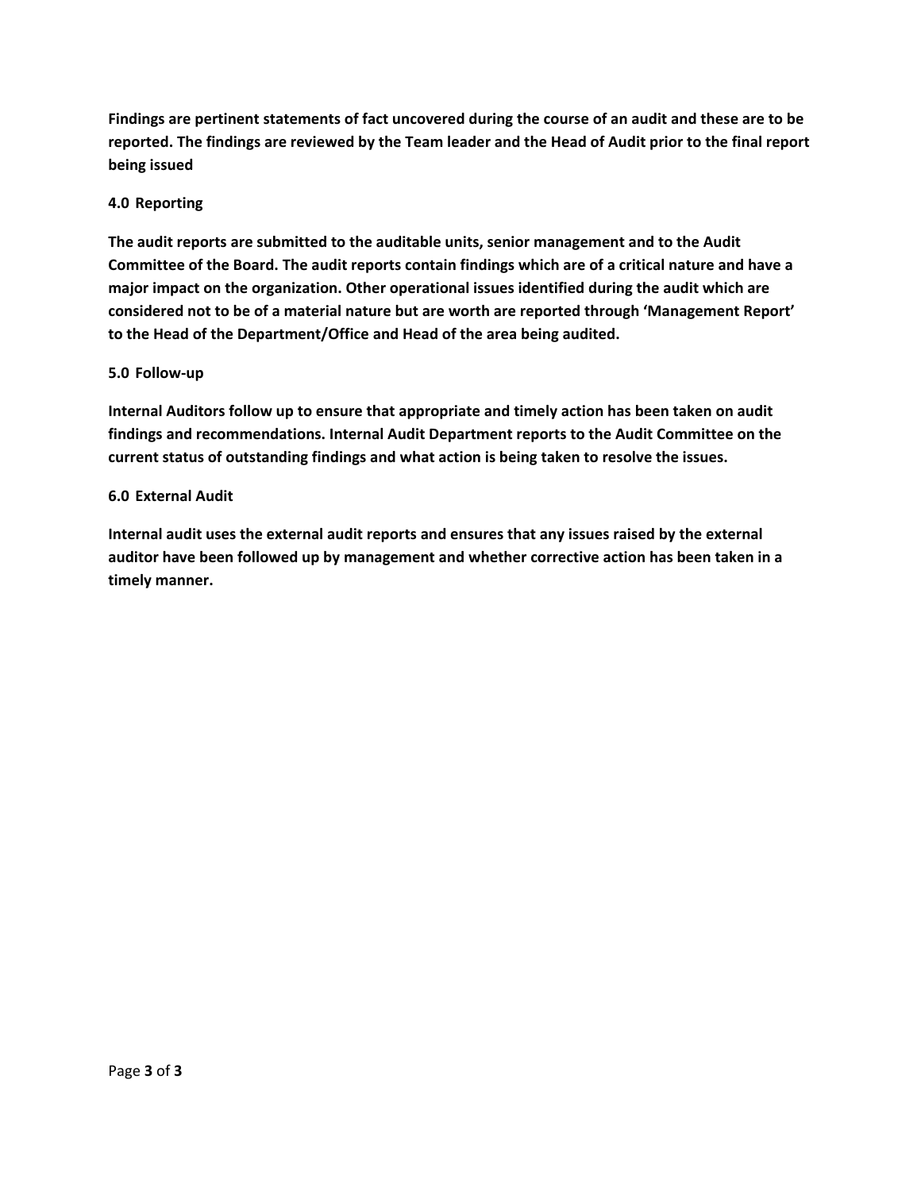**Findings are pertinent statements of fact uncovered during the course of an audit and these are to be reported. The findings are reviewed by the Team leader and the Head of Audit prior to the final report being issued**

## 4.0 Reporting

**The audit reports are submitted to the auditable units, senior management and to the Audit Committee of the Board. The audit reports contain findings which are of a critical nature and have a major impact on the organization. Other operational issues identified during the audit which are considered not to be of a material nature but are worth are reported through 'Management Report' to the Head of the Department/Office and Head of the area being audited.**

## 5.0 Follow-up

**Internal Auditors follow up to ensure that appropriate and timely action has been taken on audit findings and recommendations. Internal Audit Department reports to the Audit Committee on the current status of outstanding findings and what action is being taken to resolve the issues.**

## 6.0 External Audit

**Internal audit uses the external audit reports and ensures that any issues raised by the external auditor have been followed up by management and whether corrective action has been taken in a timely manner.**